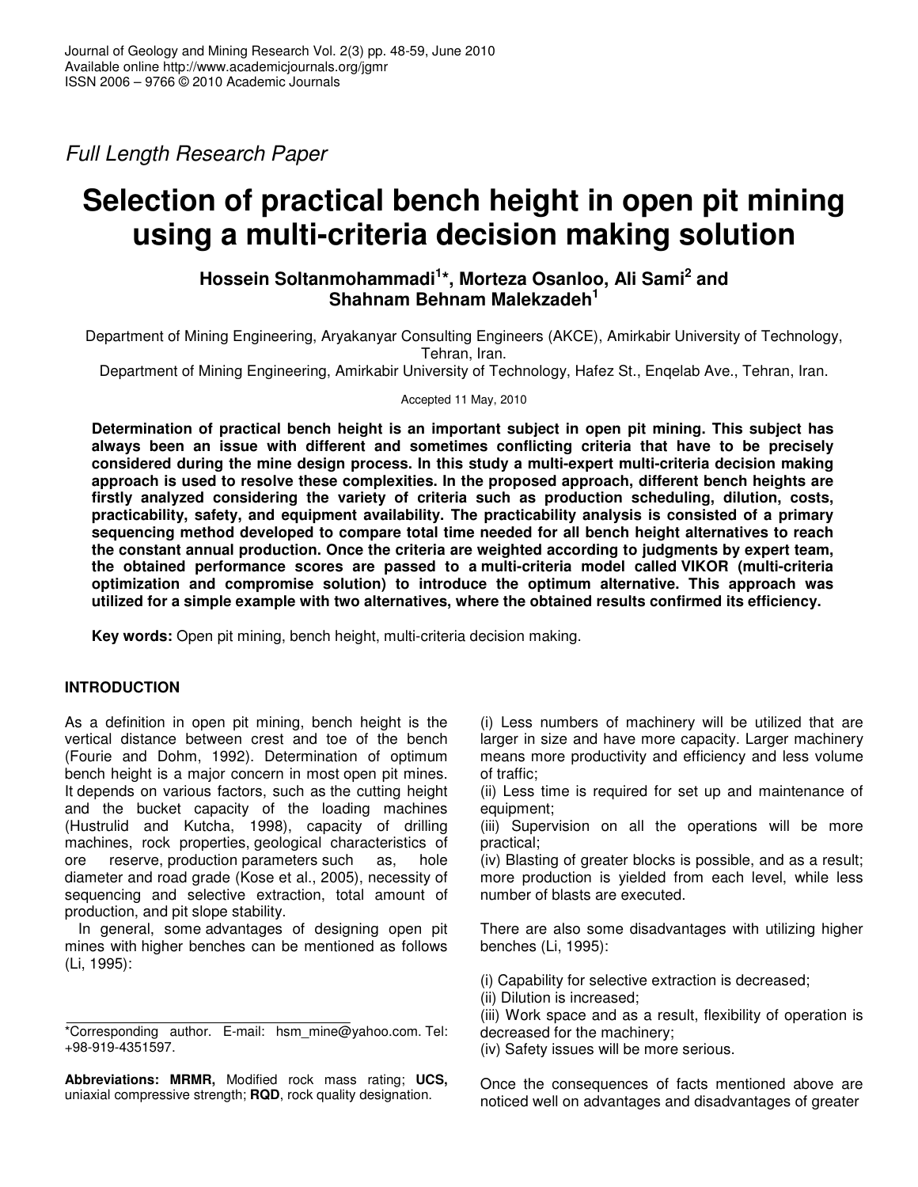Full Length Research Paper

# Selection of practical bench height in open pit mining using a multi-criteria decision making solution

**Hossein Soltanmohammadi[1]*, Morteza Osanloo, Ali Sami[2] and Shahnam Behnam Malekzadeh[1]**

Department of Mining Engineering, Aryakanyar Consulting Engineers (AKCE), Amirkabir University of Technology, Tehran, Iran.

Department of Mining Engineering, Amirkabir University of Technology, Hafez St., Enqelab Ave., Tehran, Iran.

Accepted 11 May, 2010

**Determination of practical bench height is an important subject in open pit mining. This subject has always been an issue with different and sometimes conflicting criteria that have to be precisely considered during the mine design process. In this study a multi-expert multi-criteria decision making approach is used to resolve these complexities. In the proposed approach, different bench heights are firstly analyzed considering the variety of criteria such as production scheduling, dilution, costs, practicability, safety, and equipment availability. The practicability analysis is consisted of a primary sequencing method developed to compare total time needed for all bench height alternatives to reach the constant annual production. Once the criteria are weighted according to judgments by expert team, the obtained performance scores are passed to a multi-criteria model called VIKOR (multi-criteria optimization and compromise solution) to introduce the optimum alternative. This approach was utilized for a simple example with two alternatives, where the obtained results confirmed its efficiency.**

**Key words:** Open pit mining, bench height, multi-criteria decision making.

## INTRODUCTION

As a definition in open pit mining, bench height is the vertical distance between crest and toe of the bench (Fourie and Dohm, 1992). Determination of optimum bench height is a major concern in most open pit mines. It depends on various factors, such as the cutting height and the bucket capacity of the loading machines (Hustrulid and Kutcha, 1998), capacity of drilling machines, rock properties, geological characteristics of ore reserve, production parameters such as, hole diameter and road grade (Kose et al., 2005), necessity of sequencing and selective extraction, total amount of production, and pit slope stability.

In general, some advantages of designing open pit mines with higher benches can be mentioned as follows (Li, 1995):

(i) Less numbers of machinery will be utilized that are larger in size and have more capacity. Larger machinery means more productivity and efficiency and less volume of traffic;
(ii) Less time is required for set up and maintenance of equipment;
(iii) Supervision on all the operations will be more practical;
(iv) Blasting of greater blocks is possible, and as a result; more production is yielded from each level, while less number of blasts are executed.

There are also some disadvantages with utilizing higher benches (Li, 1995):

(i) Capability for selective extraction is decreased;
(ii) Dilution is increased;
(iii) Work space and as a result, flexibility of operation is decreased for the machinery;
(iv) Safety issues will be more serious.

Once the consequences of facts mentioned above are noticed well on advantages and disadvantages of greater

---

*Corresponding author. E-mail: hsm_mine@yahoo.com. Tel: +98-919-4351597.

**Abbreviations: MRMR,** Modified rock mass rating; **UCS,** uniaxial compressive strength; **RQD**, rock quality designation.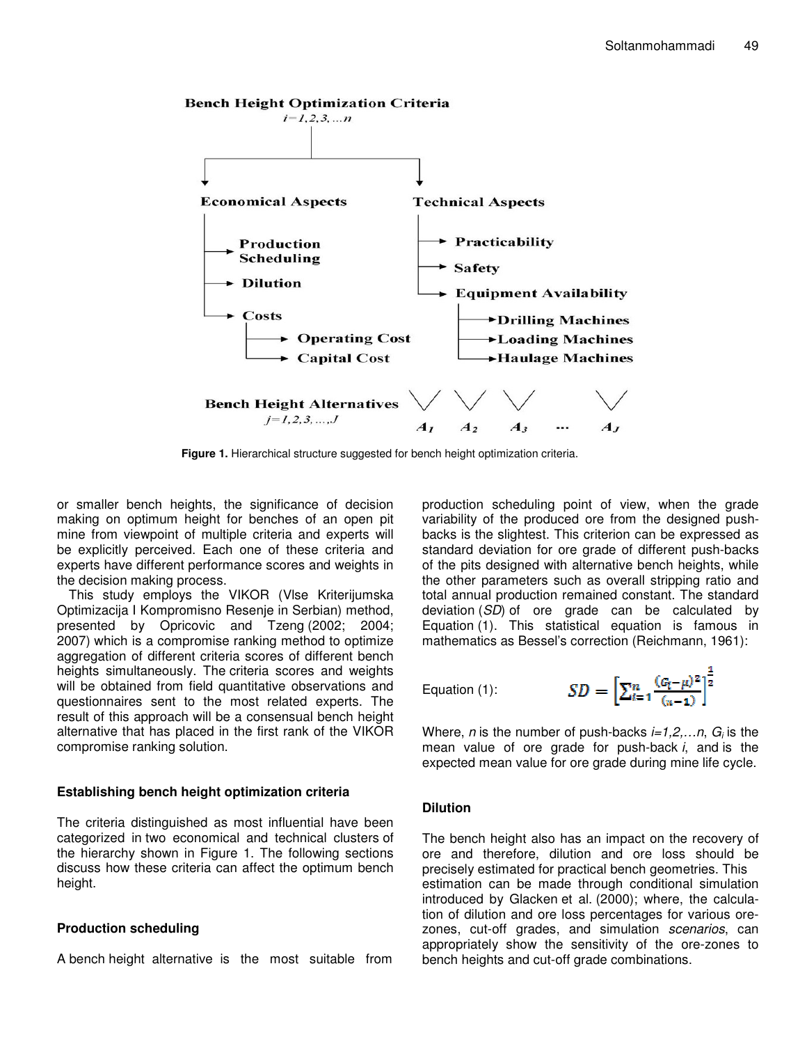**Figure 1.** Hierarchical structure suggested for bench height optimization criteria.

or smaller bench heights, the significance of decision making on optimum height for benches of an open pit mine from viewpoint of multiple criteria and experts will be explicitly perceived. Each one of these criteria and experts have different performance scores and weights in the decision making process.

This study employs the VIKOR (Vlse Kriterijumska Optimizacija I Kompromisno Resenje in Serbian) method, presented by Opricovic and Tzeng (2002; 2004; 2007) which is a compromise ranking method to optimize aggregation of different criteria scores of different bench heights simultaneously. The criteria scores and weights will be obtained from field quantitative observations and questionnaires sent to the most related experts. The result of this approach will be a consensual bench height alternative that has placed in the first rank of the VIKOR compromise ranking solution.

### Establishing bench height optimization criteria

The criteria distinguished as most influential have been categorized in two economical and technical clusters of the hierarchy shown in Figure 1. The following sections discuss how these criteria can affect the optimum bench height.

### Production scheduling

A bench height alternative is the most suitable from production scheduling point of view, when the grade variability of the produced ore from the designed push-backs is the slightest. This criterion can be expressed as standard deviation for ore grade of different push-backs of the pits designed with alternative bench heights, while the other parameters such as overall stripping ratio and total annual production remained constant. The standard deviation (*SD*) of ore grade can be calculated by Equation (1). This statistical equation is famous in mathematics as Bessel's correction (Reichmann, 1961):

Equation (1):

$$SD = \left[\sum_{i=1}^{n} \frac{(G_i-\mu)^2}{(n-1)}\right]^{\frac{1}{2}}$$

Where, $n$ is the number of push-backs $i=1,2,\ldots n$, $G_i$ is the mean value of ore grade for push-back $i$, and is the expected mean value for ore grade during mine life cycle.

### Dilution

The bench height also has an impact on the recovery of ore and therefore, dilution and ore loss should be precisely estimated for practical bench geometries. This estimation can be made through conditional simulation introduced by Glacken et al. (2000); where, the calculation of dilution and ore loss percentages for various ore-zones, cut-off grades, and simulation *scenarios*, can appropriately show the sensitivity of the ore-zones to bench heights and cut-off grade combinations.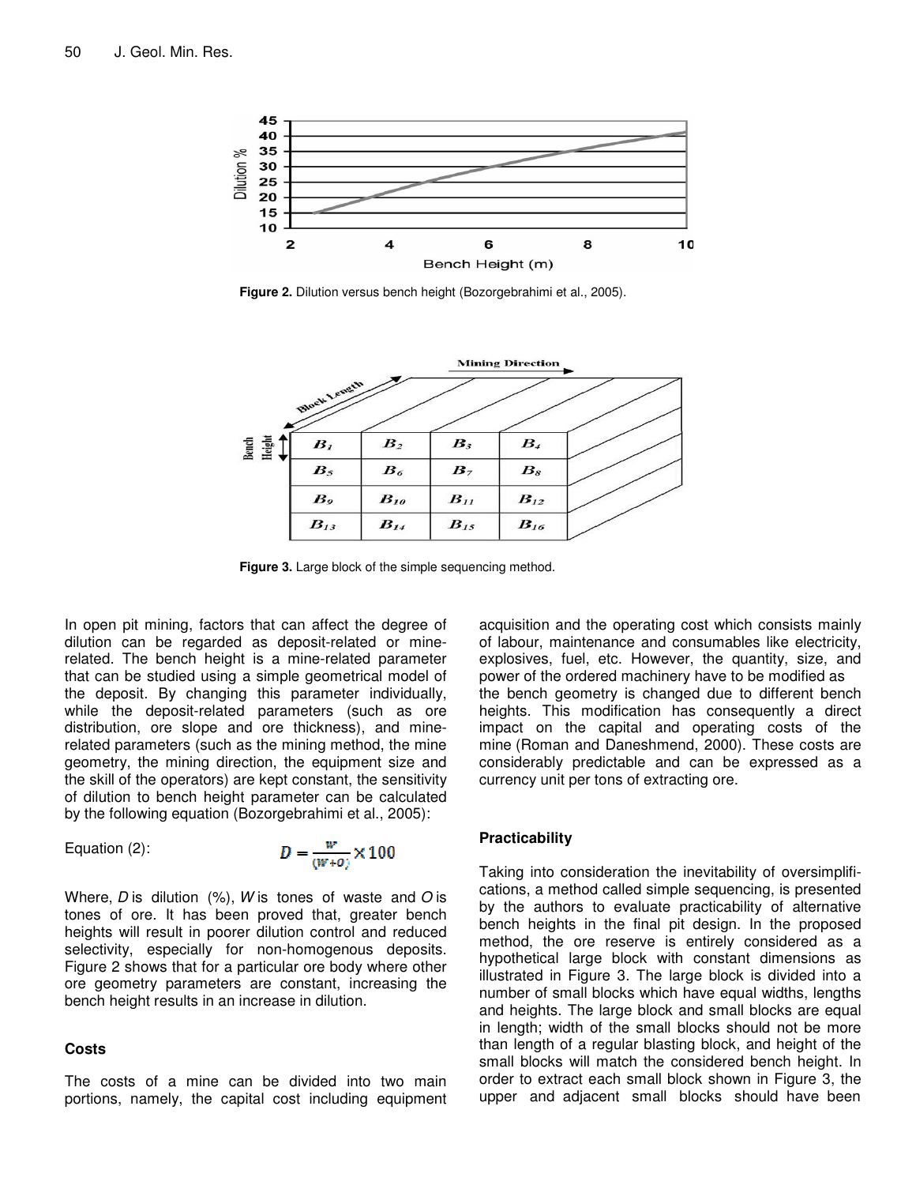**Figure 2.** Dilution versus bench height (Bozorgebrahimi et al., 2005).

**Figure 3.** Large block of the simple sequencing method.

In open pit mining, factors that can affect the degree of dilution can be regarded as deposit-related or mine-related. The bench height is a mine-related parameter that can be studied using a simple geometrical model of the deposit. By changing this parameter individually, while the deposit-related parameters (such as ore distribution, ore slope and ore thickness), and mine-related parameters (such as the mining method, the mine geometry, the mining direction, the equipment size and the skill of the operators) are kept constant, the sensitivity of dilution to bench height parameter can be calculated by the following equation (Bozorgebrahimi et al., 2005):

Equation (2):

$$D = \frac{W}{(W+O)} \times 100$$

Where, $D$ is dilution (%), $W$ is tones of waste and $O$ is tones of ore. It has been proved that, greater bench heights will result in poorer dilution control and reduced selectivity, especially for non-homogenous deposits. Figure 2 shows that for a particular ore body where other ore geometry parameters are constant, increasing the bench height results in an increase in dilution.

### Costs

The costs of a mine can be divided into two main portions, namely, the capital cost including equipment acquisition and the operating cost which consists mainly of labour, maintenance and consumables like electricity, explosives, fuel, etc. However, the quantity, size, and power of the ordered machinery have to be modified as the bench geometry is changed due to different bench heights. This modification has consequently a direct impact on the capital and operating costs of the mine (Roman and Daneshmend, 2000). These costs are considerably predictable and can be expressed as a currency unit per tons of extracting ore.

### Practicability

Taking into consideration the inevitability of oversimplifications, a method called simple sequencing, is presented by the authors to evaluate practicability of alternative bench heights in the final pit design. In the proposed method, the ore reserve is entirely considered as a hypothetical large block with constant dimensions as illustrated in Figure 3. The large block is divided into a number of small blocks which have equal widths, lengths and heights. The large block and small blocks are equal in length; width of the small blocks should not be more than length of a regular blasting block, and height of the small blocks will match the considered bench height. In order to extract each small block shown in Figure 3, the upper and adjacent small blocks should have been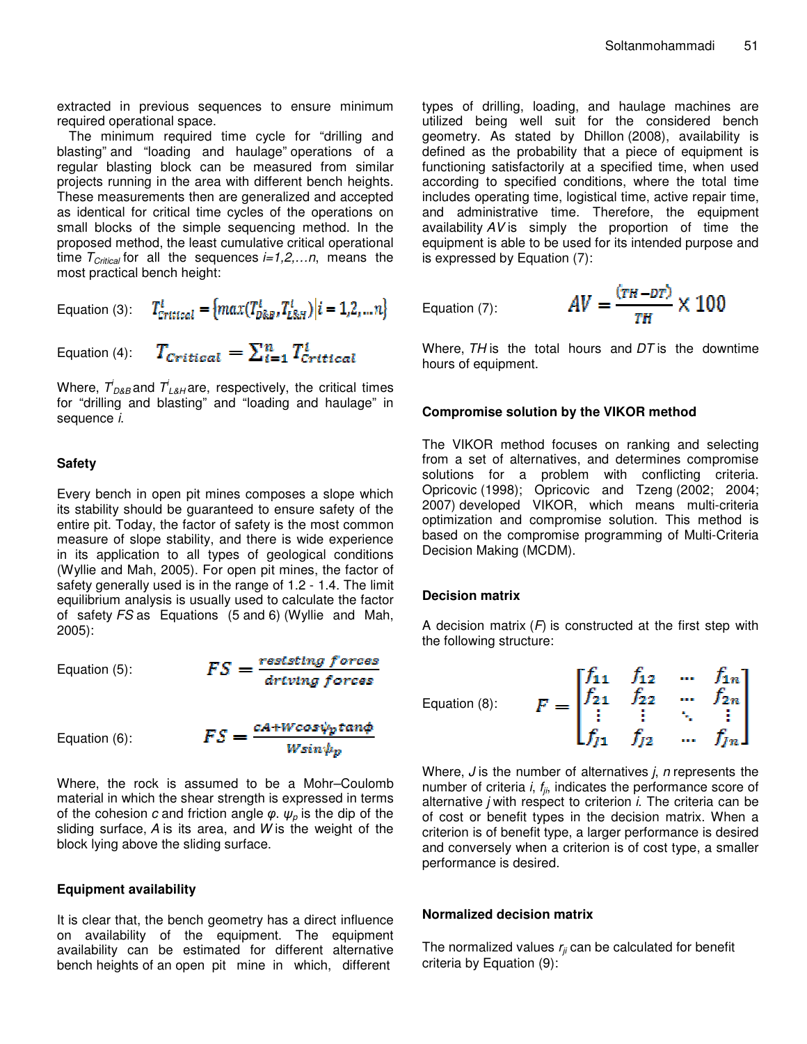extracted in previous sequences to ensure minimum required operational space.

The minimum required time cycle for "drilling and blasting" and "loading and haulage" operations of a regular blasting block can be measured from similar projects running in the area with different bench heights. These measurements then are generalized and accepted as identical for critical time cycles of the operations on small blocks of the simple sequencing method. In the proposed method, the least cumulative critical operational time $T_{Critical}$ for all the sequences $i=1,2,\ldots n$, means the most practical bench height:

Equation (3): $$T^{i}_{Critical} = \left\{ max(T^{i}_{D\&B}, T^{i}_{L\&H}) \middle| i = 1,2,\ldots n \right\}$$

Equation (4): $$T_{Critical} = \sum_{i=1}^{n} T^{i}_{Critical}$$

Where, $T^{i}_{D\&B}$ and $T^{i}_{L\&H}$ are, respectively, the critical times for "drilling and blasting" and "loading and haulage" in sequence *i*.

### Safety

Every bench in open pit mines composes a slope which its stability should be guaranteed to ensure safety of the entire pit. Today, the factor of safety is the most common measure of slope stability, and there is wide experience in its application to all types of geological conditions (Wyllie and Mah, 2005). For open pit mines, the factor of safety generally used is in the range of 1.2 - 1.4. The limit equilibrium analysis is usually used to calculate the factor of safety *FS* as Equations (5 and 6) (Wyllie and Mah, 2005):

Equation (5): $$FS = \frac{resisting\ forces}{driving\ forces}$$

Equation (6): $$FS = \frac{cA + W\cos\psi_p \tan\phi}{W\sin\psi_p}$$

Where, the rock is assumed to be a Mohr–Coulomb material in which the shear strength is expressed in terms of the cohesion $c$ and friction angle $\varphi$. $\psi_p$ is the dip of the sliding surface, $A$ is its area, and $W$ is the weight of the block lying above the sliding surface.

### Equipment availability

It is clear that, the bench geometry has a direct influence on availability of the equipment. The equipment availability can be estimated for different alternative bench heights of an open pit mine in which, different types of drilling, loading, and haulage machines are utilized being well suit for the considered bench geometry. As stated by Dhillon (2008), availability is defined as the probability that a piece of equipment is functioning satisfactorily at a specified time, when used according to specified conditions, where the total time includes operating time, logistical time, active repair time, and administrative time. Therefore, the equipment availability *AV* is simply the proportion of time the equipment is able to be used for its intended purpose and is expressed by Equation (7):

Equation (7): $$AV = \frac{(TH - DT)}{TH} \times 100$$

Where, *TH* is the total hours and *DT* is the downtime hours of equipment.

### Compromise solution by the VIKOR method

The VIKOR method focuses on ranking and selecting from a set of alternatives, and determines compromise solutions for a problem with conflicting criteria. Opricovic (1998); Opricovic and Tzeng (2002; 2004; 2007) developed VIKOR, which means multi-criteria optimization and compromise solution. This method is based on the compromise programming of Multi-Criteria Decision Making (MCDM).

### Decision matrix

A decision matrix (*F*) is constructed at the first step with the following structure:

Equation (8): $$F = \begin{bmatrix} f_{11} & f_{12} & \cdots & f_{1n} \\ f_{21} & f_{22} & \cdots & f_{2n} \\ \vdots & \vdots & \ddots & \vdots \\ f_{J1} & f_{J2} & \cdots & f_{Jn} \end{bmatrix}$$

Where, $J$ is the number of alternatives $j$, $n$ represents the number of criteria $i$, $f_{ji}$, indicates the performance score of alternative $j$ with respect to criterion $i$. The criteria can be of cost or benefit types in the decision matrix. When a criterion is of benefit type, a larger performance is desired and conversely when a criterion is of cost type, a smaller performance is desired.

### Normalized decision matrix

The normalized values $r_{ji}$ can be calculated for benefit criteria by Equation (9):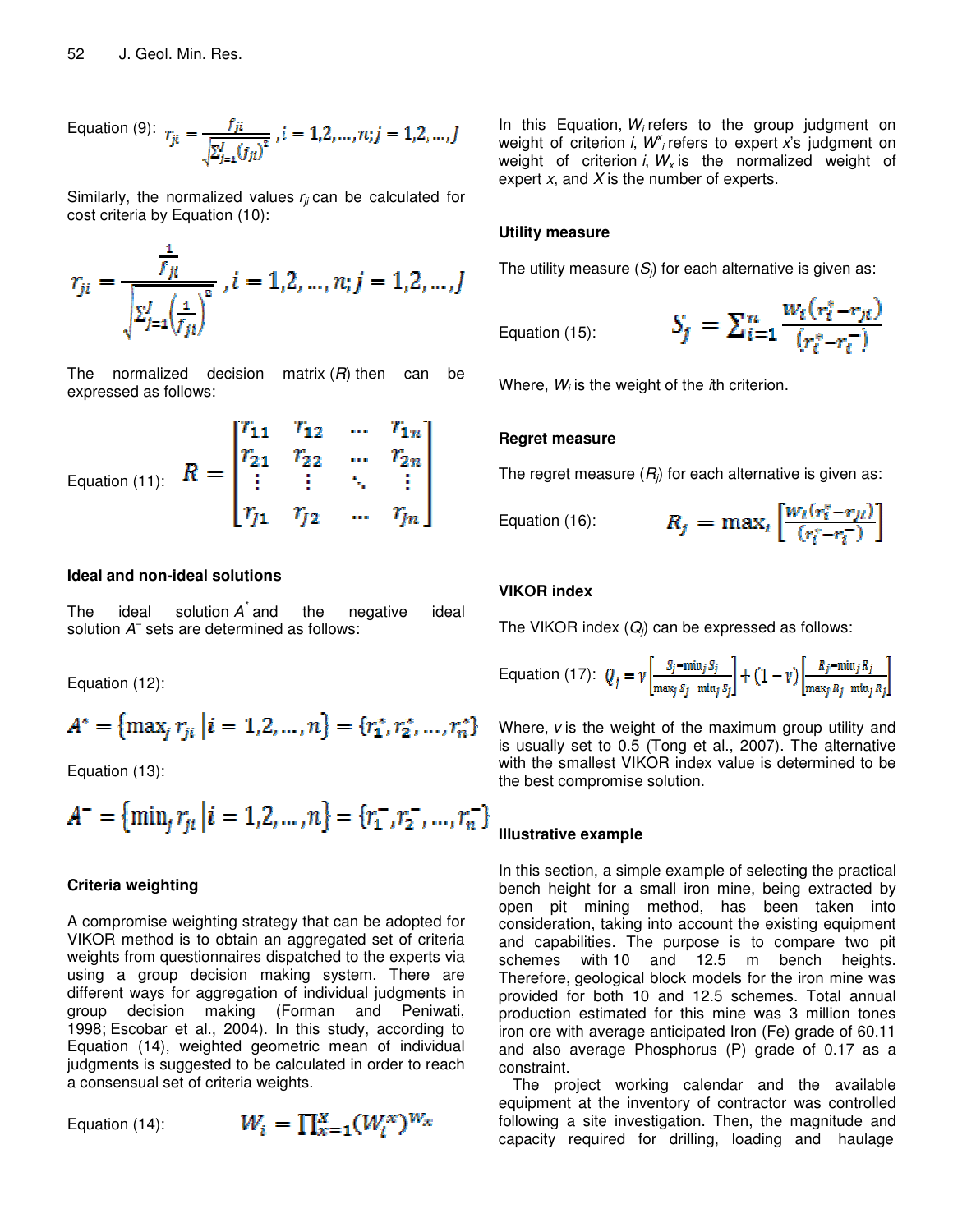Equation (9): $r_{ji} = \frac{f_{ji}}{\sqrt{\sum_{j=1}^{J}(f_{ji})^2}}, i = 1,2,\ldots,n; j = 1,2,\ldots,J$

Similarly, the normalized values $r_{ji}$ can be calculated for cost criteria by Equation (10):

$$r_{ji} = \frac{\frac{1}{f_{ji}}}{\sqrt{\sum_{j=1}^{J}\left(\frac{1}{f_{ji}}\right)^2}}, i = 1,2,\ldots,n; j = 1,2,\ldots,J$$

The normalized decision matrix ($R$) then can be expressed as follows:

Equation (11): $$R = \begin{bmatrix} r_{11} & r_{12} & \cdots & r_{1n} \\ r_{21} & r_{22} & \cdots & r_{2n} \\ \vdots & \vdots & \ddots & \vdots \\ r_{J1} & r_{J2} & \cdots & r_{Jn} \end{bmatrix}$$

### Ideal and non-ideal solutions

The ideal solution $A^*$ and the negative ideal solution $A^-$ sets are determined as follows:

Equation (12):

$$A^* = \{\max_j r_{ji} \mid i = 1,2,\ldots,n\} = \{r_1^*, r_2^*, \ldots, r_n^*\}$$

Equation (13):

$$A^- = \{\min_j r_{ji} \mid i = 1,2,\ldots,n\} = \{r_1^-, r_2^-, \ldots, r_n^-\}$$

### Criteria weighting

A compromise weighting strategy that can be adopted for VIKOR method is to obtain an aggregated set of criteria weights from questionnaires dispatched to the experts via using a group decision making system. There are different ways for aggregation of individual judgments in group decision making (Forman and Peniwati, 1998; Escobar et al., 2004). In this study, according to Equation (14), weighted geometric mean of individual judgments is suggested to be calculated in order to reach a consensual set of criteria weights.

Equation (14): $$W_i = \prod_{x=1}^{X}(W_i^x)^{W_x}$$

In this Equation, $W_i$ refers to the group judgment on weight of criterion $i$, $W_i^x$ refers to expert $x$'s judgment on weight of criterion $i$, $W_x$ is the normalized weight of expert $x$, and $X$ is the number of experts.

### Utility measure

The utility measure ($S_j$) for each alternative is given as:

Equation (15): $$S_j = \sum_{i=1}^{n} \frac{W_i(r_i^* - r_{ji})}{(r_i^* - r_i^-)}$$

Where, $W_i$ is the weight of the $i$th criterion.

### Regret measure

The regret measure ($R_j$) for each alternative is given as:

Equation (16): $$R_j = \max_i \left[\frac{W_i(r_i^* - r_{ji})}{(r_i^* - r_i^-)}\right]$$

### VIKOR index

The VIKOR index ($Q_j$) can be expressed as follows:

Equation (17): $$Q_j = v\left[\frac{S_j - \min_j S_j}{\max_j S_j - \min_j S_j}\right] + (1 - v)\left[\frac{R_j - \min_j R_j}{\max_j R_j - \min_j R_j}\right]$$

Where, $v$ is the weight of the maximum group utility and is usually set to 0.5 (Tong et al., 2007). The alternative with the smallest VIKOR index value is determined to be the best compromise solution.

### Illustrative example

In this section, a simple example of selecting the practical bench height for a small iron mine, being extracted by open pit mining method, has been taken into consideration, taking into account the existing equipment and capabilities. The purpose is to compare two pit schemes with 10 and 12.5 m bench heights. Therefore, geological block models for the iron mine was provided for both 10 and 12.5 schemes. Total annual production estimated for this mine was 3 million tones iron ore with average anticipated Iron (Fe) grade of 60.11 and also average Phosphorus (P) grade of 0.17 as a constraint.

The project working calendar and the available equipment at the inventory of contractor was controlled following a site investigation. Then, the magnitude and capacity required for drilling, loading and haulage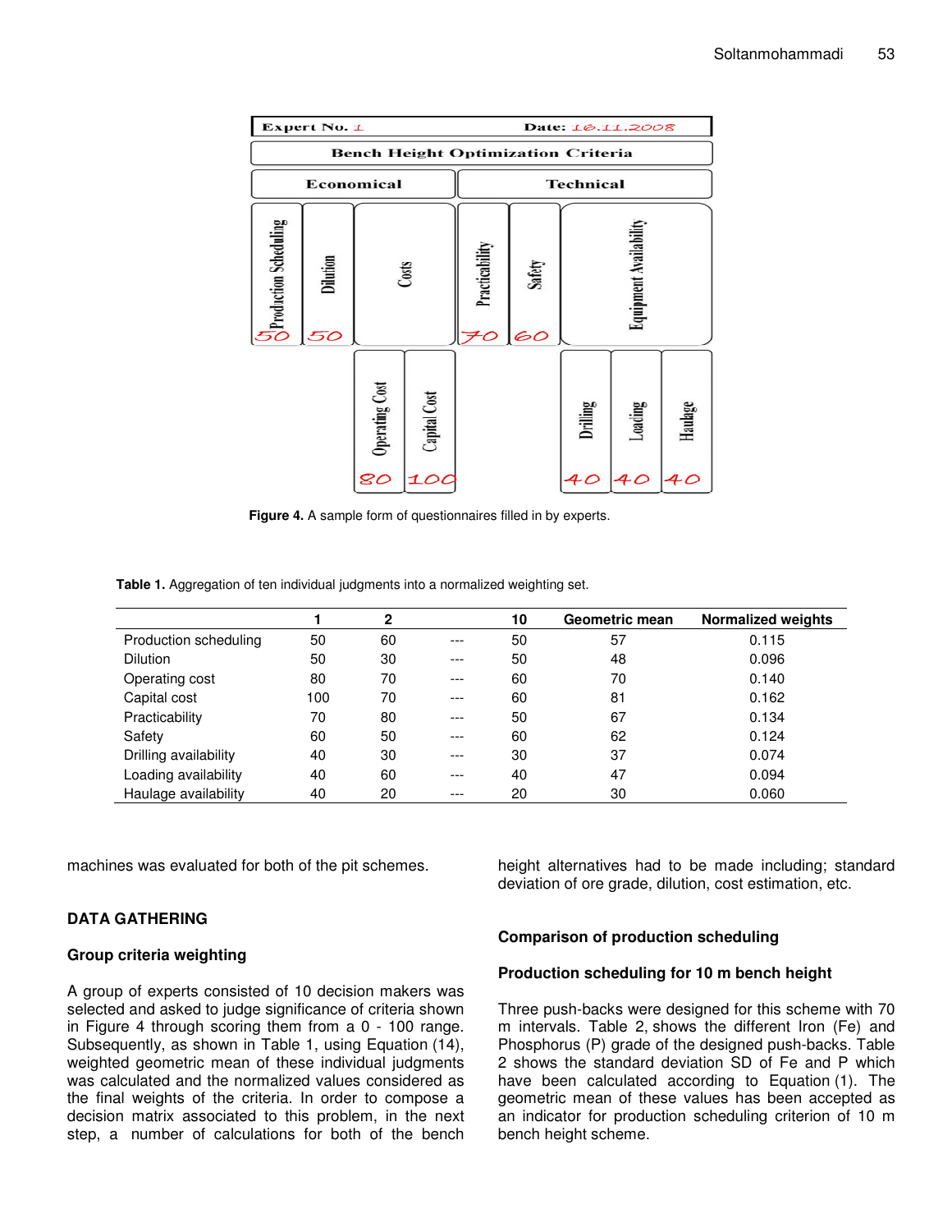Expert No. 1 Date: 16.11.2008

Bench Height Optimization Criteria

| Economical | | | | Technical | | | | |
|---|---|---|---|---|---|---|---|---|
| Production Scheduling | Dilution | Costs | | Practicability | Safety | Equipment Availability | | |
| 50 | 50 | Operating Cost | Capital Cost | 70 | 60 | Drilling | Loading | Haulage |
| | | 80 | 100 | | | 40 | 40 | 40 |

**Figure 4.** A sample form of questionnaires filled in by experts.

**Table 1.** Aggregation of ten individual judgments into a normalized weighting set.

| | 1 | 2 | | 10 | Geometric mean | Normalized weights |
|---|---|---|---|---|---|---|
| Production scheduling | 50 | 60 | --- | 50 | 57 | 0.115 |
| Dilution | 50 | 30 | --- | 50 | 48 | 0.096 |
| Operating cost | 80 | 70 | --- | 60 | 70 | 0.140 |
| Capital cost | 100 | 70 | --- | 60 | 81 | 0.162 |
| Practicability | 70 | 80 | --- | 50 | 67 | 0.134 |
| Safety | 60 | 50 | --- | 60 | 62 | 0.124 |
| Drilling availability | 40 | 30 | --- | 30 | 37 | 0.074 |
| Loading availability | 40 | 60 | --- | 40 | 47 | 0.094 |
| Haulage availability | 40 | 20 | --- | 20 | 30 | 0.060 |

machines was evaluated for both of the pit schemes.

## DATA GATHERING

### Group criteria weighting

A group of experts consisted of 10 decision makers was selected and asked to judge significance of criteria shown in Figure 4 through scoring them from a 0 - 100 range. Subsequently, as shown in Table 1, using Equation (14), weighted geometric mean of these individual judgments was calculated and the normalized values considered as the final weights of the criteria. In order to compose a decision matrix associated to this problem, in the next step, a number of calculations for both of the bench height alternatives had to be made including; standard deviation of ore grade, dilution, cost estimation, etc.

### Comparison of production scheduling

### Production scheduling for 10 m bench height

Three push-backs were designed for this scheme with 70 m intervals. Table 2, shows the different Iron (Fe) and Phosphorus (P) grade of the designed push-backs. Table 2 shows the standard deviation SD of Fe and P which have been calculated according to Equation (1). The geometric mean of these values has been accepted as an indicator for production scheduling criterion of 10 m bench height scheme.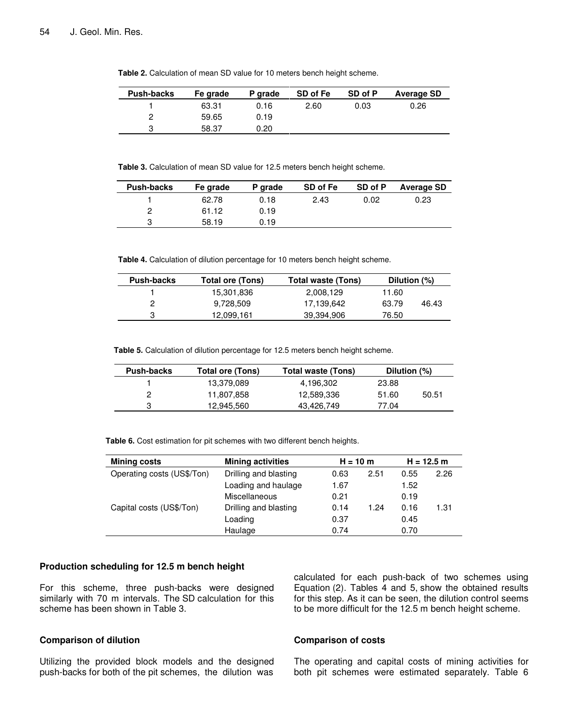**Table 2.** Calculation of mean SD value for 10 meters bench height scheme.

| Push-backs | Fe grade | P grade | SD of Fe | SD of P | Average SD |
|---|---|---|---|---|---|
| 1 | 63.31 | 0.16 | 2.60 | 0.03 | 0.26 |
| 2 | 59.65 | 0.19 | | | |
| 3 | 58.37 | 0.20 | | | |

**Table 3.** Calculation of mean SD value for 12.5 meters bench height scheme.

| Push-backs | Fe grade | P grade | SD of Fe | SD of P | Average SD |
|---|---|---|---|---|---|
| 1 | 62.78 | 0.18 | 2.43 | 0.02 | 0.23 |
| 2 | 61.12 | 0.19 | | | |
| 3 | 58.19 | 0.19 | | | |

**Table 4.** Calculation of dilution percentage for 10 meters bench height scheme.

| Push-backs | Total ore (Tons) | Total waste (Tons) | Dilution (%) | |
|---|---|---|---|---|
| 1 | 15,301,836 | 2,008,129 | 11.60 | |
| 2 | 9,728,509 | 17,139,642 | 63.79 | 46.43 |
| 3 | 12,099,161 | 39,394,906 | 76.50 | |

**Table 5.** Calculation of dilution percentage for 12.5 meters bench height scheme.

| Push-backs | Total ore (Tons) | Total waste (Tons) | Dilution (%) | |
|---|---|---|---|---|
| 1 | 13,379,089 | 4,196,302 | 23.88 | |
| 2 | 11,807,858 | 12,589,336 | 51.60 | 50.51 |
| 3 | 12,945,560 | 43,426,749 | 77.04 | |

**Table 6.** Cost estimation for pit schemes with two different bench heights.

| Mining costs | Mining activities | H = 10 m | | H = 12.5 m | |
|---|---|---|---|---|---|
| Operating costs (US$/Ton) | Drilling and blasting | 0.63 | 2.51 | 0.55 | 2.26 |
| | Loading and haulage | 1.67 | | 1.52 | |
| | Miscellaneous | 0.21 | | 0.19 | |
| Capital costs (US$/Ton) | Drilling and blasting | 0.14 | 1.24 | 0.16 | 1.31 |
| | Loading | 0.37 | | 0.45 | |
| | Haulage | 0.74 | | 0.70 | |

### Production scheduling for 12.5 m bench height

For this scheme, three push-backs were designed similarly with 70 m intervals. The SD calculation for this scheme has been shown in Table 3.

### Comparison of dilution

Utilizing the provided block models and the designed push-backs for both of the pit schemes, the dilution was calculated for each push-back of two schemes using Equation (2). Tables 4 and 5, show the obtained results for this step. As it can be seen, the dilution control seems to be more difficult for the 12.5 m bench height scheme.

### Comparison of costs

The operating and capital costs of mining activities for both pit schemes were estimated separately. Table 6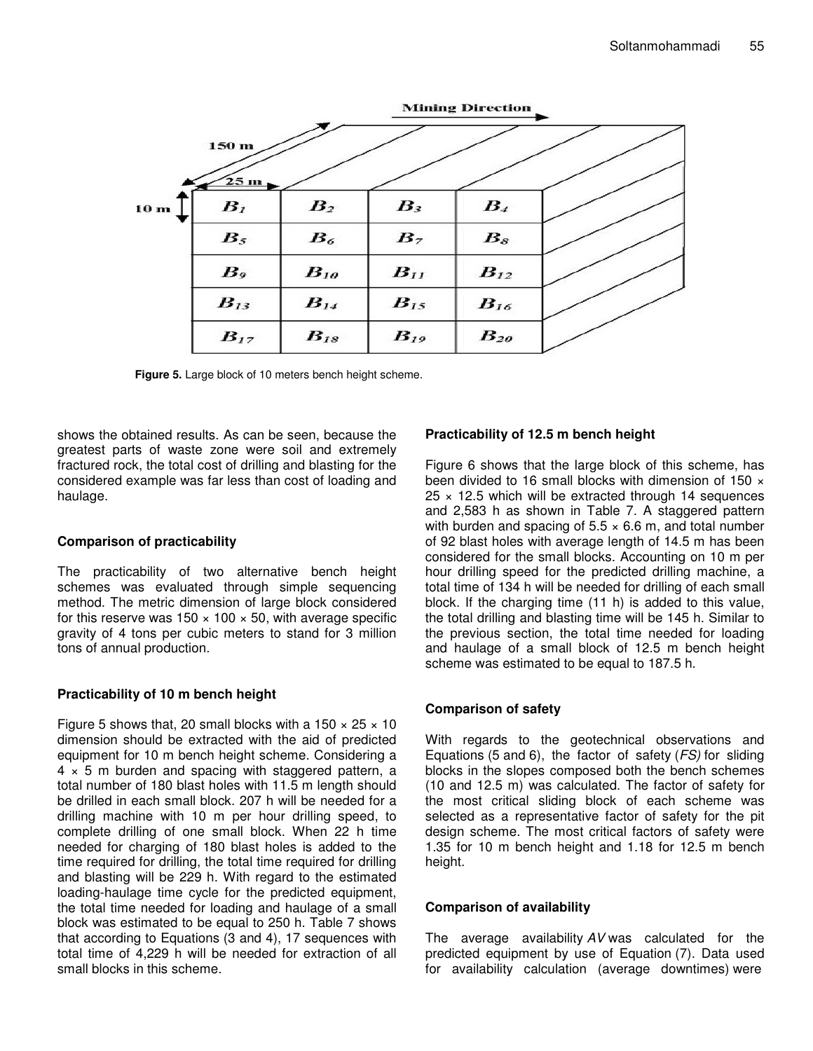Figure 5. Large block of 10 meters bench height scheme.

shows the obtained results. As can be seen, because the greatest parts of waste zone were soil and extremely fractured rock, the total cost of drilling and blasting for the considered example was far less than cost of loading and haulage.

### Comparison of practicability

The practicability of two alternative bench height schemes was evaluated through simple sequencing method. The metric dimension of large block considered for this reserve was 150 × 100 × 50, with average specific gravity of 4 tons per cubic meters to stand for 3 million tons of annual production.

### Practicability of 10 m bench height

Figure 5 shows that, 20 small blocks with a 150 × 25 × 10 dimension should be extracted with the aid of predicted equipment for 10 m bench height scheme. Considering a 4 × 5 m burden and spacing with staggered pattern, a total number of 180 blast holes with 11.5 m length should be drilled in each small block. 207 h will be needed for a drilling machine with 10 m per hour drilling speed, to complete drilling of one small block. When 22 h time needed for charging of 180 blast holes is added to the time required for drilling, the total time required for drilling and blasting will be 229 h. With regard to the estimated loading-haulage time cycle for the predicted equipment, the total time needed for loading and haulage of a small block was estimated to be equal to 250 h. Table 7 shows that according to Equations (3 and 4), 17 sequences with total time of 4,229 h will be needed for extraction of all small blocks in this scheme.

### Practicability of 12.5 m bench height

Figure 6 shows that the large block of this scheme, has been divided to 16 small blocks with dimension of 150 × 25 × 12.5 which will be extracted through 14 sequences and 2,583 h as shown in Table 7. A staggered pattern with burden and spacing of 5.5 × 6.6 m, and total number of 92 blast holes with average length of 14.5 m has been considered for the small blocks. Accounting on 10 m per hour drilling speed for the predicted drilling machine, a total time of 134 h will be needed for drilling of each small block. If the charging time (11 h) is added to this value, the total drilling and blasting time will be 145 h. Similar to the previous section, the total time needed for loading and haulage of a small block of 12.5 m bench height scheme was estimated to be equal to 187.5 h.

### Comparison of safety

With regards to the geotechnical observations and Equations (5 and 6), the factor of safety (*FS)* for sliding blocks in the slopes composed both the bench schemes (10 and 12.5 m) was calculated. The factor of safety for the most critical sliding block of each scheme was selected as a representative factor of safety for the pit design scheme. The most critical factors of safety were 1.35 for 10 m bench height and 1.18 for 12.5 m bench height.

### Comparison of availability

The average availability *AV* was calculated for the predicted equipment by use of Equation (7). Data used for availability calculation (average downtimes) were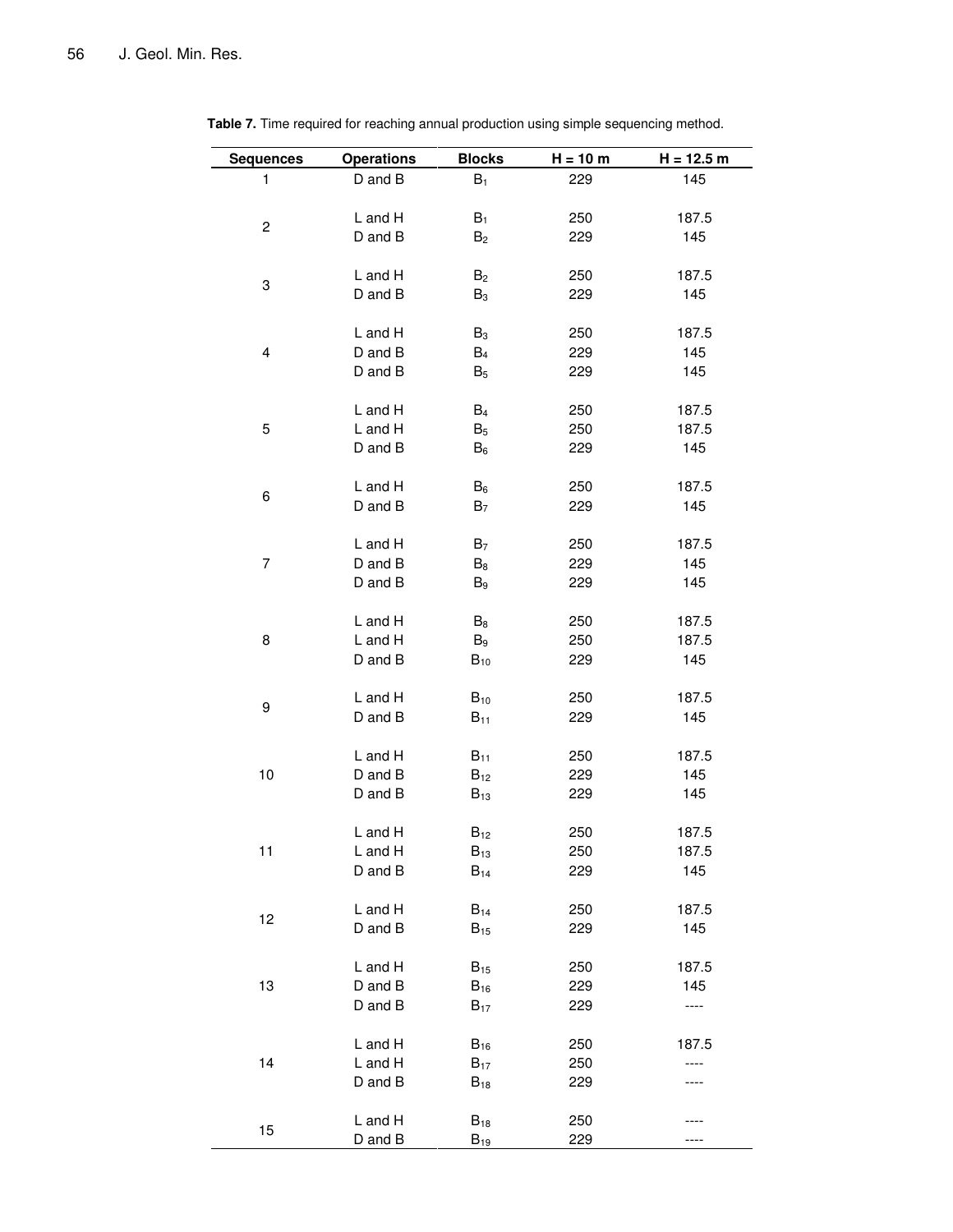**Table 7.** Time required for reaching annual production using simple sequencing method.

| Sequences | Operations | Blocks | H = 10 m | H = 12.5 m |
|---|---|---|---|---|
| 1 | D and B | $B_1$ | 229 | 145 |
| 2 | L and H | $B_1$ | 250 | 187.5 |
| | D and B | $B_2$ | 229 | 145 |
| 3 | L and H | $B_2$ | 250 | 187.5 |
| | D and B | $B_3$ | 229 | 145 |
| 4 | L and H | $B_3$ | 250 | 187.5 |
| | D and B | $B_4$ | 229 | 145 |
| | D and B | $B_5$ | 229 | 145 |
| 5 | L and H | $B_4$ | 250 | 187.5 |
| | L and H | $B_5$ | 250 | 187.5 |
| | D and B | $B_6$ | 229 | 145 |
| 6 | L and H | $B_6$ | 250 | 187.5 |
| | D and B | $B_7$ | 229 | 145 |
| 7 | L and H | $B_7$ | 250 | 187.5 |
| | D and B | $B_8$ | 229 | 145 |
| | D and B | $B_9$ | 229 | 145 |
| 8 | L and H | $B_8$ | 250 | 187.5 |
| | L and H | $B_9$ | 250 | 187.5 |
| | D and B | $B_{10}$ | 229 | 145 |
| 9 | L and H | $B_{10}$ | 250 | 187.5 |
| | D and B | $B_{11}$ | 229 | 145 |
| 10 | L and H | $B_{11}$ | 250 | 187.5 |
| | D and B | $B_{12}$ | 229 | 145 |
| | D and B | $B_{13}$ | 229 | 145 |
| 11 | L and H | $B_{12}$ | 250 | 187.5 |
| | L and H | $B_{13}$ | 250 | 187.5 |
| | D and B | $B_{14}$ | 229 | 145 |
| 12 | L and H | $B_{14}$ | 250 | 187.5 |
| | D and B | $B_{15}$ | 229 | 145 |
| 13 | L and H | $B_{15}$ | 250 | 187.5 |
| | D and B | $B_{16}$ | 229 | 145 |
| | D and B | $B_{17}$ | 229 | ---- |
| 14 | L and H | $B_{16}$ | 250 | 187.5 |
| | L and H | $B_{17}$ | 250 | ---- |
| | D and B | $B_{18}$ | 229 | ---- |
| 15 | L and H | $B_{18}$ | 250 | ---- |
| | D and B | $B_{19}$ | 229 | ---- |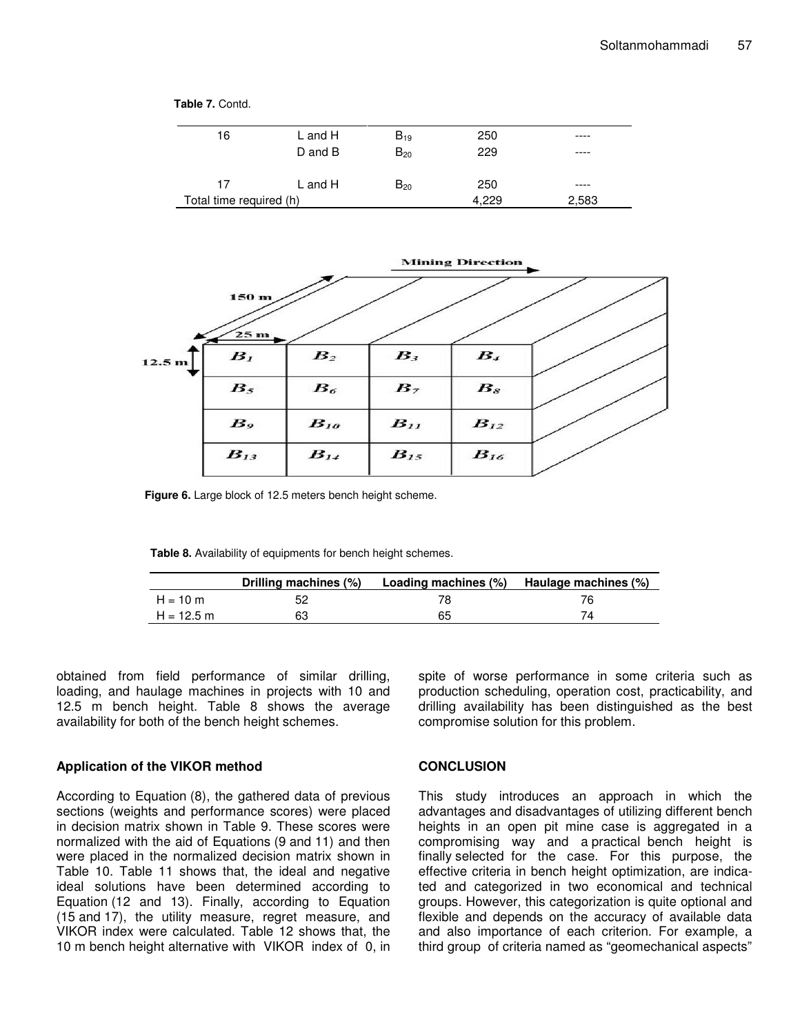**Table 7.** Contd.

| | | | | |
|---|---|---|---|---|
| 16 | L and H | $B_{19}$ | 250 | ---- |
| | D and B | $B_{20}$ | 229 | ---- |
| 17 | L and H | $B_{20}$ | 250 | ---- |
| Total time required (h) | | | 4,229 | 2,583 |

**Figure 6.** Large block of 12.5 meters bench height scheme.

**Table 8.** Availability of equipments for bench height schemes.

| | Drilling machines (%) | Loading machines (%) | Haulage machines (%) |
|---|---|---|---|
| H = 10 m | 52 | 78 | 76 |
| H = 12.5 m | 63 | 65 | 74 |

obtained from field performance of similar drilling, loading, and haulage machines in projects with 10 and 12.5 m bench height. Table 8 shows the average availability for both of the bench height schemes.

### Application of the VIKOR method

According to Equation (8), the gathered data of previous sections (weights and performance scores) were placed in decision matrix shown in Table 9. These scores were normalized with the aid of Equations (9 and 11) and then were placed in the normalized decision matrix shown in Table 10. Table 11 shows that, the ideal and negative ideal solutions have been determined according to Equation (12 and 13). Finally, according to Equation (15 and 17), the utility measure, regret measure, and VIKOR index were calculated. Table 12 shows that, the 10 m bench height alternative with VIKOR index of 0, in spite of worse performance in some criteria such as production scheduling, operation cost, practicability, and drilling availability has been distinguished as the best compromise solution for this problem.

## CONCLUSION

This study introduces an approach in which the advantages and disadvantages of utilizing different bench heights in an open pit mine case is aggregated in a compromising way and a practical bench height is finally selected for the case. For this purpose, the effective criteria in bench height optimization, are indicated and categorized in two economical and technical groups. However, this categorization is quite optional and flexible and depends on the accuracy of available data and also importance of each criterion. For example, a third group of criteria named as "geomechanical aspects"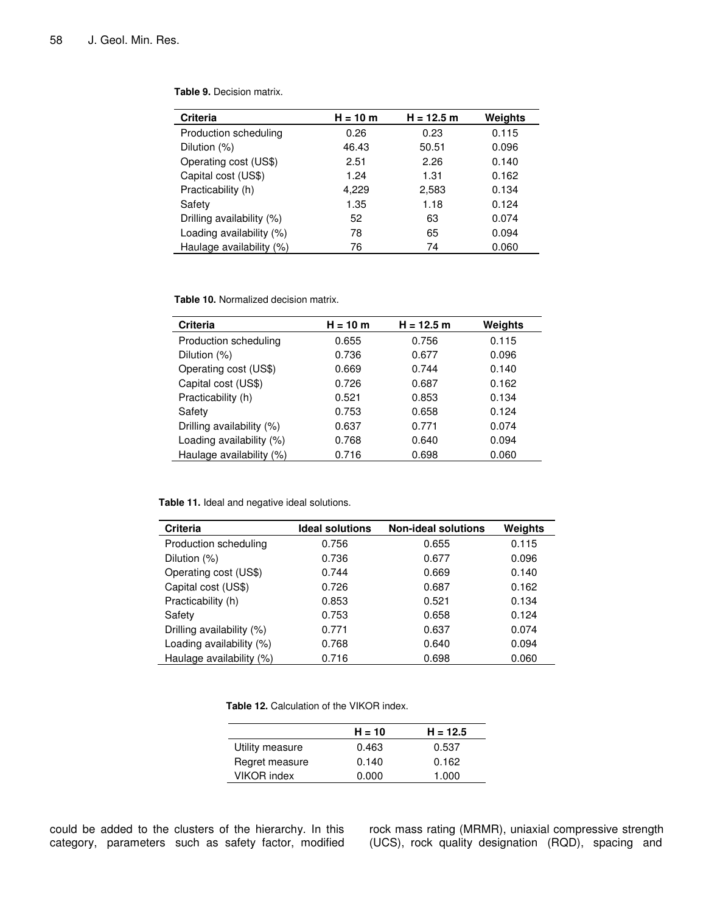**Table 9.** Decision matrix.

| Criteria | H = 10 m | H = 12.5 m | Weights |
|---|---|---|---|
| Production scheduling | 0.26 | 0.23 | 0.115 |
| Dilution (%) | 46.43 | 50.51 | 0.096 |
| Operating cost (US$) | 2.51 | 2.26 | 0.140 |
| Capital cost (US$) | 1.24 | 1.31 | 0.162 |
| Practicability (h) | 4,229 | 2,583 | 0.134 |
| Safety | 1.35 | 1.18 | 0.124 |
| Drilling availability (%) | 52 | 63 | 0.074 |
| Loading availability (%) | 78 | 65 | 0.094 |
| Haulage availability (%) | 76 | 74 | 0.060 |

**Table 10.** Normalized decision matrix.

| Criteria | H = 10 m | H = 12.5 m | Weights |
|---|---|---|---|
| Production scheduling | 0.655 | 0.756 | 0.115 |
| Dilution (%) | 0.736 | 0.677 | 0.096 |
| Operating cost (US$) | 0.669 | 0.744 | 0.140 |
| Capital cost (US$) | 0.726 | 0.687 | 0.162 |
| Practicability (h) | 0.521 | 0.853 | 0.134 |
| Safety | 0.753 | 0.658 | 0.124 |
| Drilling availability (%) | 0.637 | 0.771 | 0.074 |
| Loading availability (%) | 0.768 | 0.640 | 0.094 |
| Haulage availability (%) | 0.716 | 0.698 | 0.060 |

**Table 11.** Ideal and negative ideal solutions.

| Criteria | Ideal solutions | Non-ideal solutions | Weights |
|---|---|---|---|
| Production scheduling | 0.756 | 0.655 | 0.115 |
| Dilution (%) | 0.736 | 0.677 | 0.096 |
| Operating cost (US$) | 0.744 | 0.669 | 0.140 |
| Capital cost (US$) | 0.726 | 0.687 | 0.162 |
| Practicability (h) | 0.853 | 0.521 | 0.134 |
| Safety | 0.753 | 0.658 | 0.124 |
| Drilling availability (%) | 0.771 | 0.637 | 0.074 |
| Loading availability (%) | 0.768 | 0.640 | 0.094 |
| Haulage availability (%) | 0.716 | 0.698 | 0.060 |

**Table 12.** Calculation of the VIKOR index.

| | H = 10 | H = 12.5 |
|---|---|---|
| Utility measure | 0.463 | 0.537 |
| Regret measure | 0.140 | 0.162 |
| VIKOR index | 0.000 | 1.000 |

could be added to the clusters of the hierarchy. In this category, parameters such as safety factor, modified rock mass rating (MRMR), uniaxial compressive strength (UCS), rock quality designation (RQD), spacing and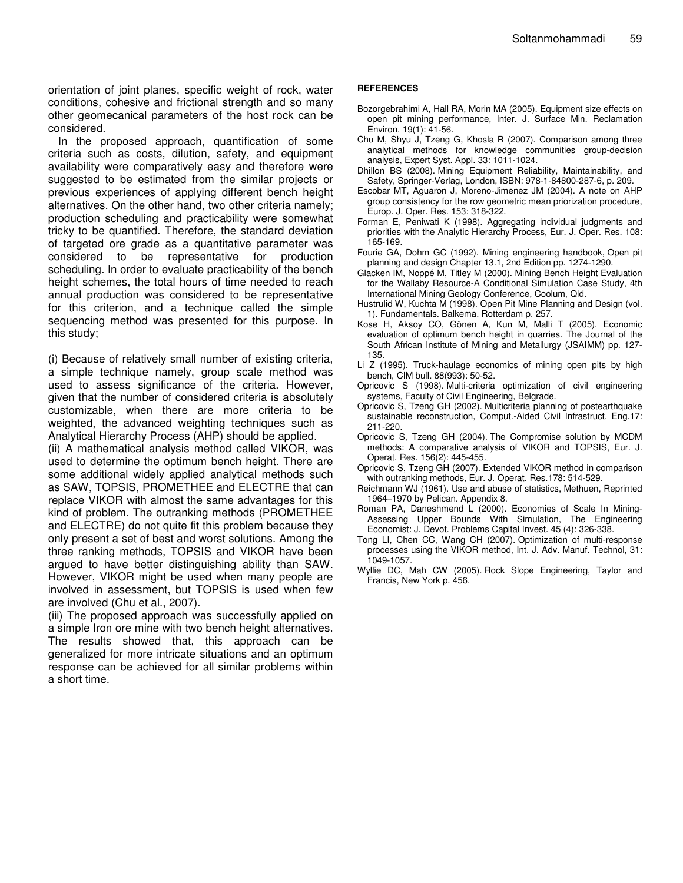orientation of joint planes, specific weight of rock, water conditions, cohesive and frictional strength and so many other geomecanical parameters of the host rock can be considered.

In the proposed approach, quantification of some criteria such as costs, dilution, safety, and equipment availability were comparatively easy and therefore were suggested to be estimated from the similar projects or previous experiences of applying different bench height alternatives. On the other hand, two other criteria namely; production scheduling and practicability were somewhat tricky to be quantified. Therefore, the standard deviation of targeted ore grade as a quantitative parameter was considered to be representative for production scheduling. In order to evaluate practicability of the bench height schemes, the total hours of time needed to reach annual production was considered to be representative for this criterion, and a technique called the simple sequencing method was presented for this purpose. In this study;

(i) Because of relatively small number of existing criteria, a simple technique namely, group scale method was used to assess significance of the criteria. However, given that the number of considered criteria is absolutely customizable, when there are more criteria to be weighted, the advanced weighting techniques such as Analytical Hierarchy Process (AHP) should be applied.
(ii) A mathematical analysis method called VIKOR, was used to determine the optimum bench height. There are some additional widely applied analytical methods such as SAW, TOPSIS, PROMETHEE and ELECTRE that can replace VIKOR with almost the same advantages for this kind of problem. The outranking methods (PROMETHEE and ELECTRE) do not quite fit this problem because they only present a set of best and worst solutions. Among the three ranking methods, TOPSIS and VIKOR have been argued to have better distinguishing ability than SAW. However, VIKOR might be used when many people are involved in assessment, but TOPSIS is used when few are involved (Chu et al., 2007).
(iii) The proposed approach was successfully applied on a simple Iron ore mine with two bench height alternatives. The results showed that, this approach can be generalized for more intricate situations and an optimum response can be achieved for all similar problems within a short time.

## REFERENCES

Bozorgebrahimi A, Hall RA, Morin MA (2005). Equipment size effects on open pit mining performance, Inter. J. Surface Min. Reclamation Environ. 19(1): 41-56.

Chu M, Shyu J, Tzeng G, Khosla R (2007). Comparison among three analytical methods for knowledge communities group-decision analysis, Expert Syst. Appl. 33: 1011-1024.

Dhillon BS (2008). Mining Equipment Reliability, Maintainability, and Safety, Springer-Verlag, London, ISBN: 978-1-84800-287-6, p. 209.

Escobar MT, Aguaron J, Moreno-Jimenez JM (2004). A note on AHP group consistency for the row geometric mean priorization procedure, Europ. J. Oper. Res. 153: 318-322.

Forman E, Peniwati K (1998). Aggregating individual judgments and priorities with the Analytic Hierarchy Process, Eur. J. Oper. Res. 108: 165-169.

Fourie GA, Dohm GC (1992). Mining engineering handbook, Open pit planning and design Chapter 13.1, 2nd Edition pp. 1274-1290.

Glacken IM, Noppé M, Titley M (2000). Mining Bench Height Evaluation for the Wallaby Resource-A Conditional Simulation Case Study, 4th International Mining Geology Conference, Coolum, Qld.

Hustrulid W, Kuchta M (1998). Open Pit Mine Planning and Design (vol. 1). Fundamentals. Balkema. Rotterdam p. 257.

Kose H, Aksoy CO, Gönen A, Kun M, Malli T (2005). Economic evaluation of optimum bench height in quarries. The Journal of the South African Institute of Mining and Metallurgy (JSAIMM) pp. 127-135.

Li Z (1995). Truck-haulage economics of mining open pits by high bench, CIM bull. 88(993): 50-52.

Opricovic S (1998). Multi-criteria optimization of civil engineering systems, Faculty of Civil Engineering, Belgrade.

Opricovic S, Tzeng GH (2002). Multicriteria planning of postearthquake sustainable reconstruction, Comput.-Aided Civil Infrastruct. Eng.17: 211-220.

Opricovic S, Tzeng GH (2004). The Compromise solution by MCDM methods: A comparative analysis of VIKOR and TOPSIS, Eur. J. Operat. Res. 156(2): 445-455.

Opricovic S, Tzeng GH (2007). Extended VIKOR method in comparison with outranking methods, Eur. J. Operat. Res.178: 514-529.

Reichmann WJ (1961). Use and abuse of statistics, Methuen, Reprinted 1964–1970 by Pelican. Appendix 8.

Roman PA, Daneshmend L (2000). Economies of Scale In Mining-Assessing Upper Bounds With Simulation, The Engineering Economist: J. Devot. Problems Capital Invest. 45 (4): 326-338.

Tong LI, Chen CC, Wang CH (2007). Optimization of multi-response processes using the VIKOR method, Int. J. Adv. Manuf. Technol, 31: 1049-1057.

Wyllie DC, Mah CW (2005). Rock Slope Engineering, Taylor and Francis, New York p. 456.